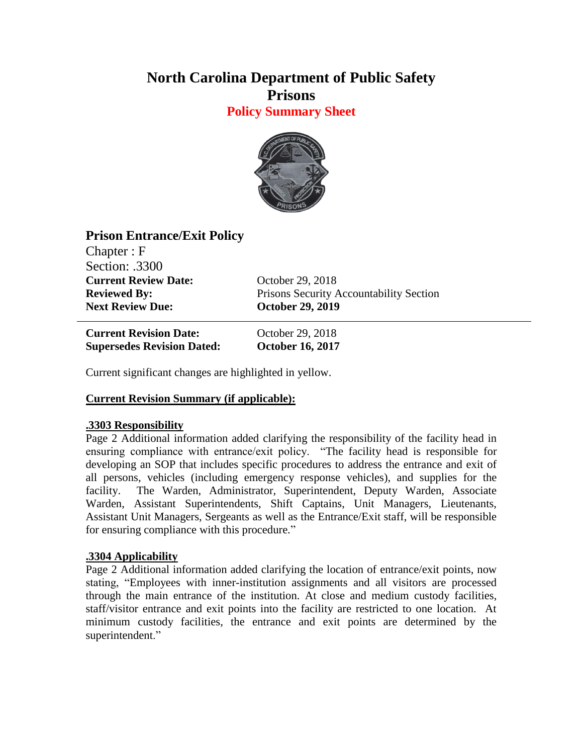# North Carolina Department of Public Safety
# Prisons
## Policy Summary Sheet

### Prison Entrance/Exit Policy

Chapter : F
Section: .3300

**Current Review Date:** October 29, 2018
**Reviewed By:** Prisons Security Accountability Section
**Next Review Due:** **October 29, 2019**

---

**Current Revision Date:** October 29, 2018
**Supersedes Revision Dated:** **October 16, 2017**

Current significant changes are highlighted in yellow.

**Current Revision Summary (if applicable):**

**.3303 Responsibility**
Page 2 Additional information added clarifying the responsibility of the facility head in ensuring compliance with entrance/exit policy. "The facility head is responsible for developing an SOP that includes specific procedures to address the entrance and exit of all persons, vehicles (including emergency response vehicles), and supplies for the facility. The Warden, Administrator, Superintendent, Deputy Warden, Associate Warden, Assistant Superintendents, Shift Captains, Unit Managers, Lieutenants, Assistant Unit Managers, Sergeants as well as the Entrance/Exit staff, will be responsible for ensuring compliance with this procedure."

**.3304 Applicability**
Page 2 Additional information added clarifying the location of entrance/exit points, now stating, "Employees with inner-institution assignments and all visitors are processed through the main entrance of the institution. At close and medium custody facilities, staff/visitor entrance and exit points into the facility are restricted to one location. At minimum custody facilities, the entrance and exit points are determined by the superintendent."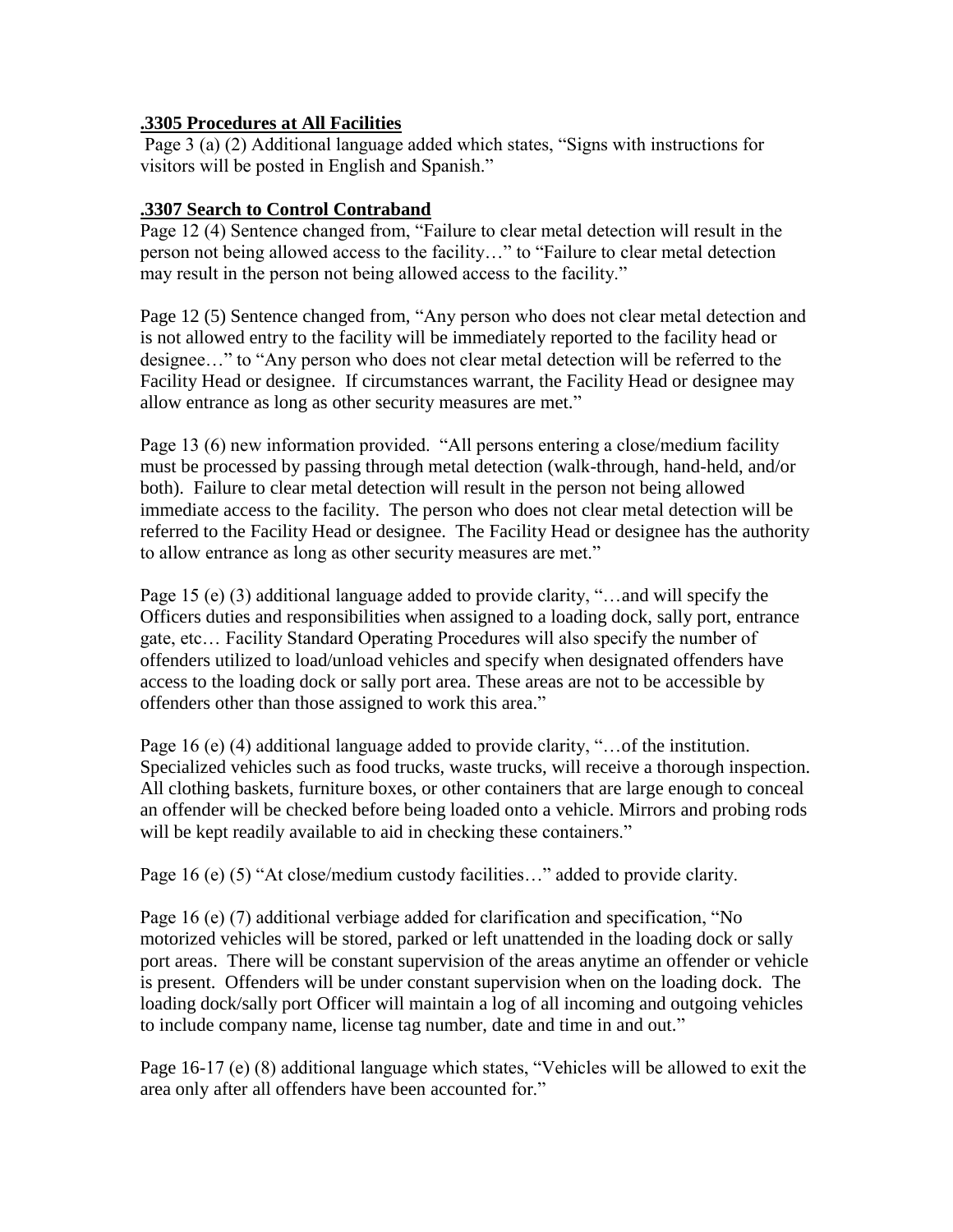## .3305 Procedures at All Facilities

Page 3 (a) (2) Additional language added which states, "Signs with instructions for visitors will be posted in English and Spanish."

## .3307 Search to Control Contraband

Page 12 (4) Sentence changed from, "Failure to clear metal detection will result in the person not being allowed access to the facility…" to "Failure to clear metal detection may result in the person not being allowed access to the facility."

Page 12 (5) Sentence changed from, "Any person who does not clear metal detection and is not allowed entry to the facility will be immediately reported to the facility head or designee…" to "Any person who does not clear metal detection will be referred to the Facility Head or designee. If circumstances warrant, the Facility Head or designee may allow entrance as long as other security measures are met."

Page 13 (6) new information provided. "All persons entering a close/medium facility must be processed by passing through metal detection (walk-through, hand-held, and/or both). Failure to clear metal detection will result in the person not being allowed immediate access to the facility. The person who does not clear metal detection will be referred to the Facility Head or designee. The Facility Head or designee has the authority to allow entrance as long as other security measures are met."

Page 15 (e) (3) additional language added to provide clarity, "…and will specify the Officers duties and responsibilities when assigned to a loading dock, sally port, entrance gate, etc… Facility Standard Operating Procedures will also specify the number of offenders utilized to load/unload vehicles and specify when designated offenders have access to the loading dock or sally port area. These areas are not to be accessible by offenders other than those assigned to work this area."

Page 16 (e) (4) additional language added to provide clarity, "…of the institution. Specialized vehicles such as food trucks, waste trucks, will receive a thorough inspection. All clothing baskets, furniture boxes, or other containers that are large enough to conceal an offender will be checked before being loaded onto a vehicle. Mirrors and probing rods will be kept readily available to aid in checking these containers."

Page 16 (e) (5) "At close/medium custody facilities…" added to provide clarity.

Page 16 (e) (7) additional verbiage added for clarification and specification, "No motorized vehicles will be stored, parked or left unattended in the loading dock or sally port areas. There will be constant supervision of the areas anytime an offender or vehicle is present. Offenders will be under constant supervision when on the loading dock. The loading dock/sally port Officer will maintain a log of all incoming and outgoing vehicles to include company name, license tag number, date and time in and out."

Page 16-17 (e) (8) additional language which states, "Vehicles will be allowed to exit the area only after all offenders have been accounted for."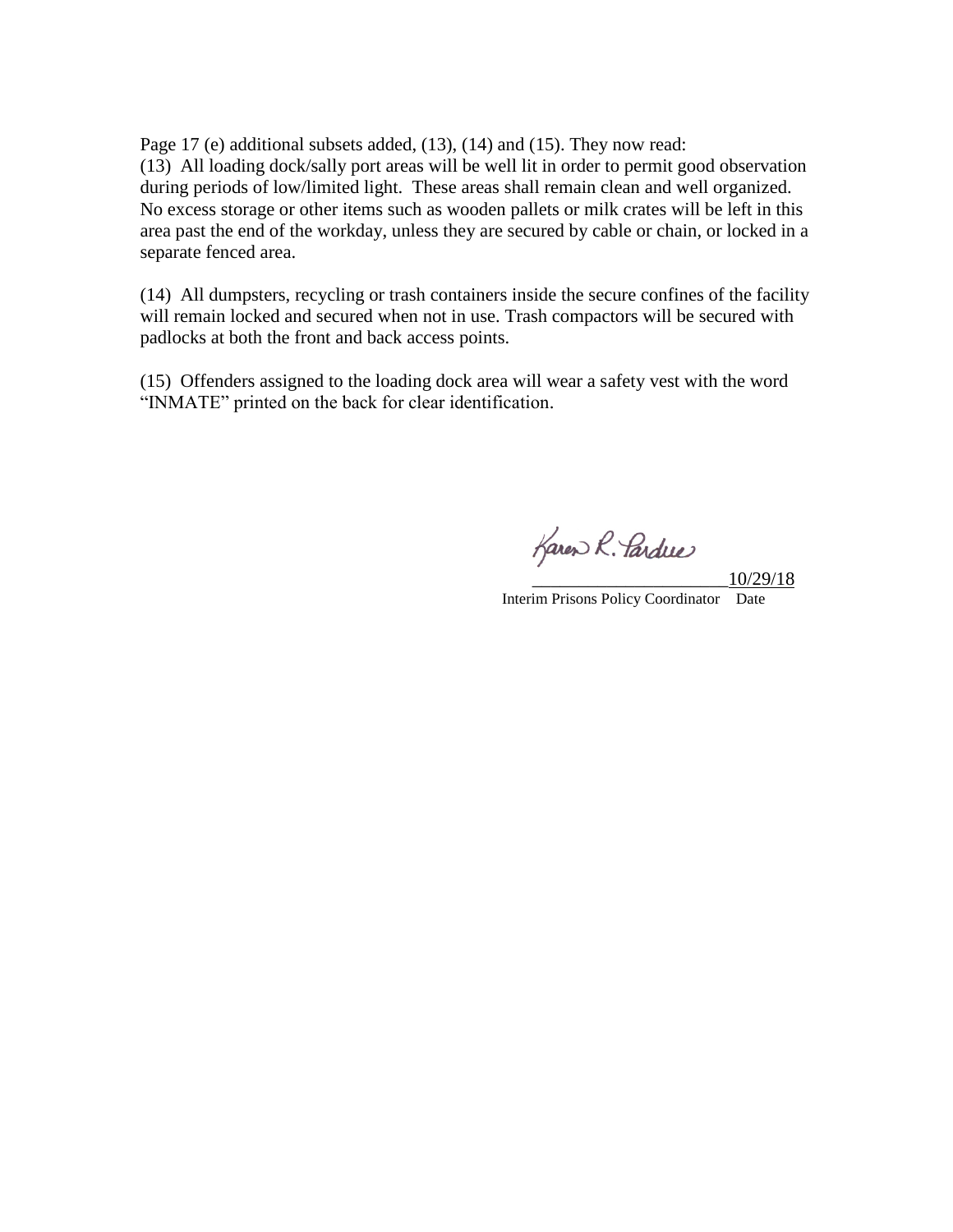Page 17 (e) additional subsets added, (13), (14) and (15). They now read:

(13) All loading dock/sally port areas will be well lit in order to permit good observation during periods of low/limited light. These areas shall remain clean and well organized. No excess storage or other items such as wooden pallets or milk crates will be left in this area past the end of the workday, unless they are secured by cable or chain, or locked in a separate fenced area.

(14) All dumpsters, recycling or trash containers inside the secure confines of the facility will remain locked and secured when not in use. Trash compactors will be secured with padlocks at both the front and back access points.

(15) Offenders assigned to the loading dock area will wear a safety vest with the word "INMATE" printed on the back for clear identification.

Karen R. Pardue

_______________________ 10/29/18

Interim Prisons Policy Coordinator    Date